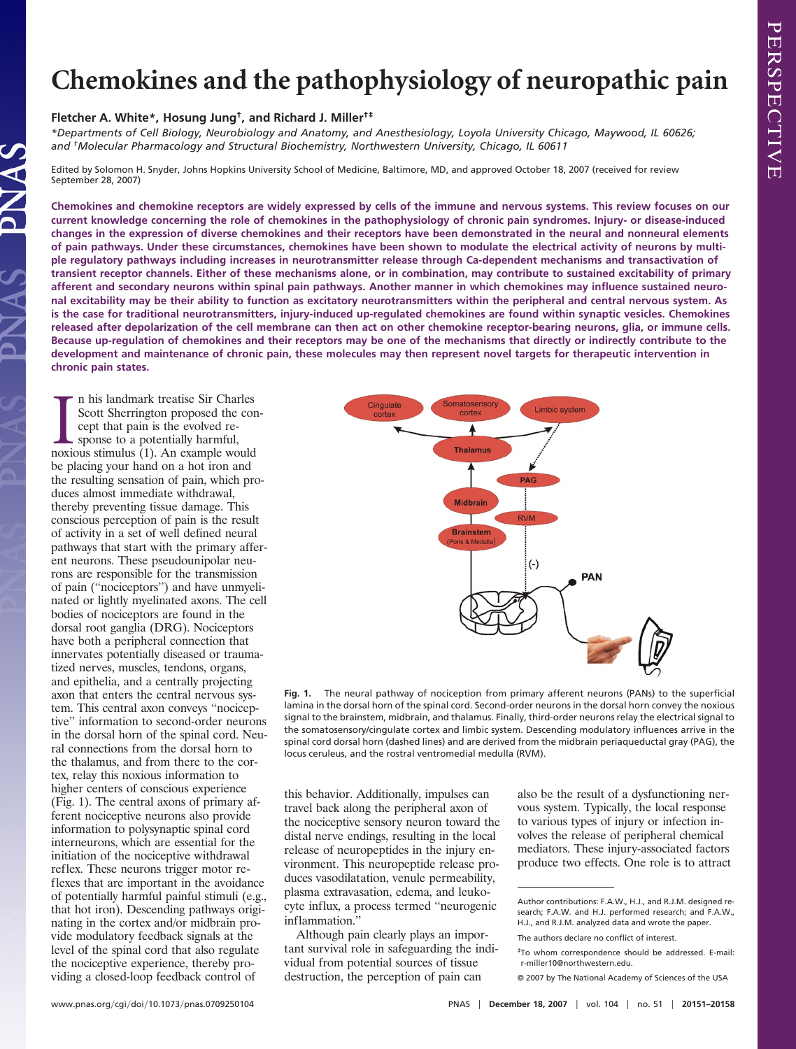# Chemokines and the pathophysiology of neuropathic pain

**Fletcher A. White*, Hosung Jung†, and Richard J. Miller†‡**

*Departments of Cell Biology, Neurobiology and Anatomy, and Anesthesiology, Loyola University Chicago, Maywood, IL 60626; and †Molecular Pharmacology and Structural Biochemistry, Northwestern University, Chicago, IL 60611

Edited by Solomon H. Snyder, Johns Hopkins University School of Medicine, Baltimore, MD, and approved October 18, 2007 (received for review September 28, 2007)

**Chemokines and chemokine receptors are widely expressed by cells of the immune and nervous systems. This review focuses on our current knowledge concerning the role of chemokines in the pathophysiology of chronic pain syndromes. Injury- or disease-induced changes in the expression of diverse chemokines and their receptors have been demonstrated in the neural and nonneural elements of pain pathways. Under these circumstances, chemokines have been shown to modulate the electrical activity of neurons by multiple regulatory pathways including increases in neurotransmitter release through Ca-dependent mechanisms and transactivation of transient receptor channels. Either of these mechanisms alone, or in combination, may contribute to sustained excitability of primary afferent and secondary neurons within spinal pain pathways. Another manner in which chemokines may influence sustained neuronal excitability may be their ability to function as excitatory neurotransmitters within the peripheral and central nervous system. As is the case for traditional neurotransmitters, injury-induced up-regulated chemokines are found within synaptic vesicles. Chemokines released after depolarization of the cell membrane can then act on other chemokine receptor-bearing neurons, glia, or immune cells. Because up-regulation of chemokines and their receptors may be one of the mechanisms that directly or indirectly contribute to the development and maintenance of chronic pain, these molecules may then represent novel targets for therapeutic intervention in chronic pain states.**

In his landmark treatise Sir Charles Scott Sherrington proposed the concept that pain is the evolved response to a potentially harmful, noxious stimulus (1). An example would be placing your hand on a hot iron and the resulting sensation of pain, which produces almost immediate withdrawal, thereby preventing tissue damage. This conscious perception of pain is the result of activity in a set of well defined neural pathways that start with the primary afferent neurons. These pseudounipolar neurons are responsible for the transmission of pain ("nociceptors") and have unmyelinated or lightly myelinated axons. The cell bodies of nociceptors are found in the dorsal root ganglia (DRG). Nociceptors have both a peripheral connection that innervates potentially diseased or traumatized nerves, muscles, tendons, organs, and epithelia, and a centrally projecting axon that enters the central nervous system. This central axon conveys "nociceptive" information to second-order neurons in the dorsal horn of the spinal cord. Neural connections from the dorsal horn to the thalamus, and from there to the cortex, relay this noxious information to higher centers of conscious experience (Fig. 1). The central axons of primary afferent nociceptive neurons also provide information to polysynaptic spinal cord interneurons, which are essential for the initiation of the nociceptive withdrawal reflex. These neurons trigger motor reflexes that are important in the avoidance of potentially harmful painful stimuli (e.g., that hot iron). Descending pathways originating in the cortex and/or midbrain provide modulatory feedback signals at the level of the spinal cord that also regulate the nociceptive experience, thereby providing a closed-loop feedback control of this behavior. Additionally, impulses can travel back along the peripheral axon of the nociceptive sensory neuron toward the distal nerve endings, resulting in the local release of neuropeptides in the injury environment. This neuropeptide release produces vasodilatation, venule permeability, plasma extravasation, edema, and leukocyte influx, a process termed "neurogenic inflammation."

Cingulate cortex
Somatosensory cortex
Limbic system
Thalamus
PAG
Midbrain
RVM
Brainstem (Pons & Medulla)
(-)
PAN

**Fig. 1.** The neural pathway of nociception from primary afferent neurons (PANs) to the superficial lamina in the dorsal horn of the spinal cord. Second-order neurons in the dorsal horn convey the noxious signal to the brainstem, midbrain, and thalamus. Finally, third-order neurons relay the electrical signal to the somatosensory/cingulate cortex and limbic system. Descending modulatory influences arrive in the spinal cord dorsal horn (dashed lines) and are derived from the midbrain periaqueductal gray (PAG), the locus ceruleus, and the rostral ventromedial medulla (RVM).

Although pain clearly plays an important survival role in safeguarding the individual from potential sources of tissue destruction, the perception of pain can also be the result of a dysfunctioning nervous system. Typically, the local response to various types of injury or infection involves the release of peripheral chemical mediators. These injury-associated factors produce two effects. One role is to attract

Author contributions: F.A.W., H.J., and R.J.M. designed research; F.A.W. and H.J. performed research; and F.A.W., H.J., and R.J.M. analyzed data and wrote the paper.

The authors declare no conflict of interest.

‡To whom correspondence should be addressed. E-mail: r-miller10@northwestern.edu.

© 2007 by The National Academy of Sciences of the USA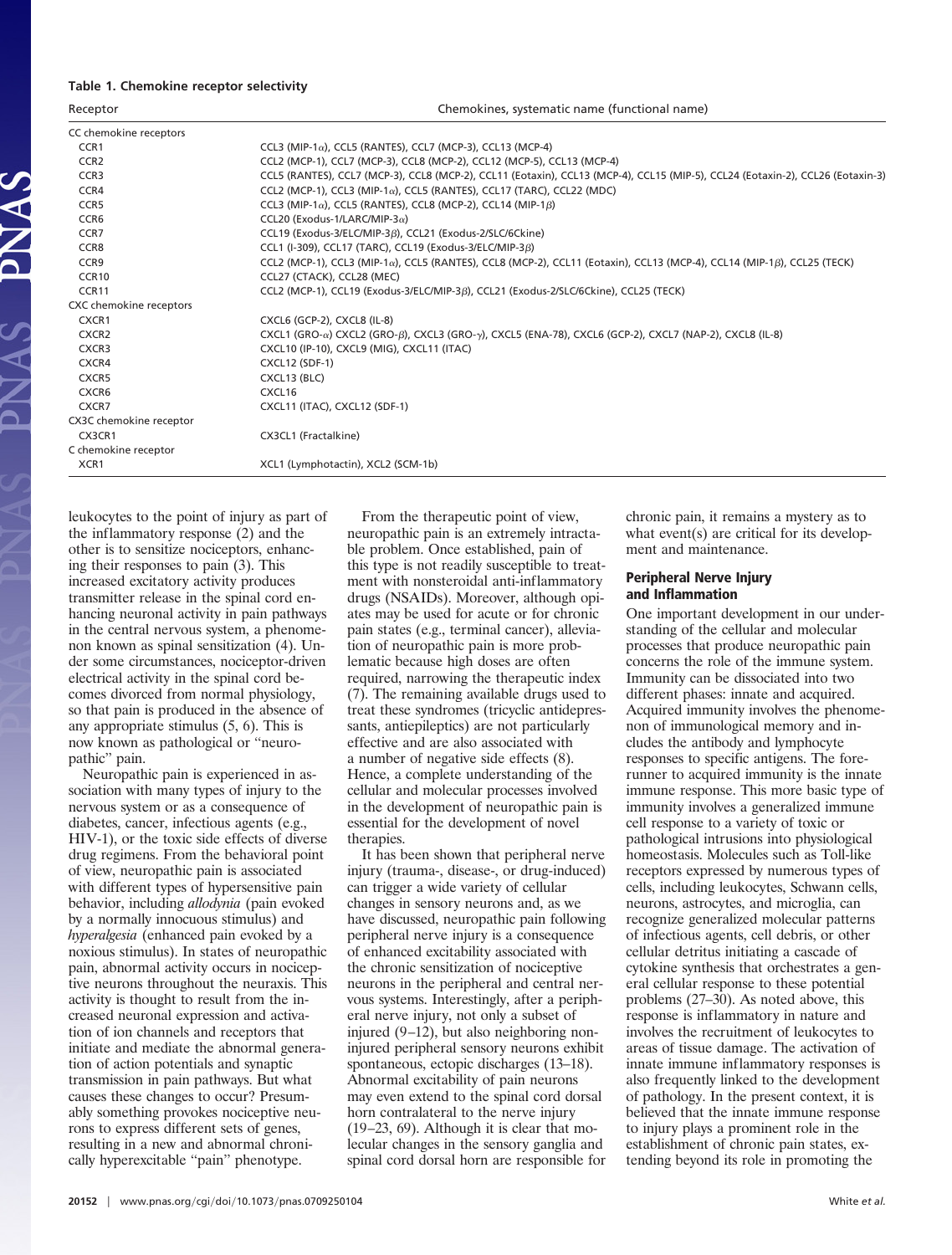**Table 1. Chemokine receptor selectivity**

| Receptor | Chemokines, systematic name (functional name) |
|---|---|
| CC chemokine receptors | |
| CCR1 | CCL3 (MIP-1α), CCL5 (RANTES), CCL7 (MCP-3), CCL13 (MCP-4) |
| CCR2 | CCL2 (MCP-1), CCL7 (MCP-3), CCL8 (MCP-2), CCL12 (MCP-5), CCL13 (MCP-4) |
| CCR3 | CCL5 (RANTES), CCL7 (MCP-3), CCL8 (MCP-2), CCL11 (Eotaxin), CCL13 (MCP-4), CCL15 (MIP-5), CCL24 (Eotaxin-2), CCL26 (Eotaxin-3) |
| CCR4 | CCL2 (MCP-1), CCL3 (MIP-1α), CCL5 (RANTES), CCL17 (TARC), CCL22 (MDC) |
| CCR5 | CCL3 (MIP-1α), CCL5 (RANTES), CCL8 (MCP-2), CCL14 (MIP-1β) |
| CCR6 | CCL20 (Exodus-1/LARC/MIP-3α) |
| CCR7 | CCL19 (Exodus-3/ELC/MIP-3β), CCL21 (Exodus-2/SLC/6Ckine) |
| CCR8 | CCL1 (I-309), CCL17 (TARC), CCL19 (Exodus-3/ELC/MIP-3β) |
| CCR9 | CCL2 (MCP-1), CCL3 (MIP-1α), CCL5 (RANTES), CCL8 (MCP-2), CCL11 (Eotaxin), CCL13 (MCP-4), CCL14 (MIP-1β), CCL25 (TECK) |
| CCR10 | CCL27 (CTACK), CCL28 (MEC) |
| CCR11 | CCL2 (MCP-1), CCL19 (Exodus-3/ELC/MIP-3β), CCL21 (Exodus-2/SLC/6Ckine), CCL25 (TECK) |
| CXC chemokine receptors | |
| CXCR1 | CXCL6 (GCP-2), CXCL8 (IL-8) |
| CXCR2 | CXCL1 (GRO-α) CXCL2 (GRO-β), CXCL3 (GRO-γ), CXCL5 (ENA-78), CXCL6 (GCP-2), CXCL7 (NAP-2), CXCL8 (IL-8) |
| CXCR3 | CXCL10 (IP-10), CXCL9 (MIG), CXCL11 (ITAC) |
| CXCR4 | CXCL12 (SDF-1) |
| CXCR5 | CXCL13 (BLC) |
| CXCR6 | CXCL16 |
| CXCR7 | CXCL11 (ITAC), CXCL12 (SDF-1) |
| CX3C chemokine receptor | |
| CX3CR1 | CX3CL1 (Fractalkine) |
| C chemokine receptor | |
| XCR1 | XCL1 (Lymphotactin), XCL2 (SCM-1b) |

leukocytes to the point of injury as part of the inflammatory response (2) and the other is to sensitize nociceptors, enhancing their responses to pain (3). This increased excitatory activity produces transmitter release in the spinal cord enhancing neuronal activity in pain pathways in the central nervous system, a phenomenon known as spinal sensitization (4). Under some circumstances, nociceptor-driven electrical activity in the spinal cord becomes divorced from normal physiology, so that pain is produced in the absence of any appropriate stimulus (5, 6). This is now known as pathological or "neuropathic" pain.

Neuropathic pain is experienced in association with many types of injury to the nervous system or as a consequence of diabetes, cancer, infectious agents (e.g., HIV-1), or the toxic side effects of diverse drug regimens. From the behavioral point of view, neuropathic pain is associated with different types of hypersensitive pain behavior, including *allodynia* (pain evoked by a normally innocuous stimulus) and *hyperalgesia* (enhanced pain evoked by a noxious stimulus). In states of neuropathic pain, abnormal activity occurs in nociceptive neurons throughout the neuraxis. This activity is thought to result from the increased neuronal expression and activation of ion channels and receptors that initiate and mediate the abnormal generation of action potentials and synaptic transmission in pain pathways. But what causes these changes to occur? Presumably something provokes nociceptive neurons to express different sets of genes, resulting in a new and abnormal chronically hyperexcitable "pain" phenotype.

From the therapeutic point of view, neuropathic pain is an extremely intractable problem. Once established, pain of this type is not readily susceptible to treatment with nonsteroidal anti-inflammatory drugs (NSAIDs). Moreover, although opiates may be used for acute or for chronic pain states (e.g., terminal cancer), alleviation of neuropathic pain is more problematic because high doses are often required, narrowing the therapeutic index (7). The remaining available drugs used to treat these syndromes (tricyclic antidepressants, antiepileptics) are not particularly effective and are also associated with a number of negative side effects (8). Hence, a complete understanding of the cellular and molecular processes involved in the development of neuropathic pain is essential for the development of novel therapies.

It has been shown that peripheral nerve injury (trauma-, disease-, or drug-induced) can trigger a wide variety of cellular changes in sensory neurons and, as we have discussed, neuropathic pain following peripheral nerve injury is a consequence of enhanced excitability associated with the chronic sensitization of nociceptive neurons in the peripheral and central nervous systems. Interestingly, after a peripheral nerve injury, not only a subset of injured (9–12), but also neighboring noninjured peripheral sensory neurons exhibit spontaneous, ectopic discharges (13–18). Abnormal excitability of pain neurons may even extend to the spinal cord dorsal horn contralateral to the nerve injury (19–23, 69). Although it is clear that molecular changes in the sensory ganglia and spinal cord dorsal horn are responsible for chronic pain, it remains a mystery as to what event(s) are critical for its development and maintenance.

## Peripheral Nerve Injury and Inflammation

One important development in our understanding of the cellular and molecular processes that produce neuropathic pain concerns the role of the immune system. Immunity can be dissociated into two different phases: innate and acquired. Acquired immunity involves the phenomenon of immunological memory and includes the antibody and lymphocyte responses to specific antigens. The forerunner to acquired immunity is the innate immune response. This more basic type of immunity involves a generalized immune cell response to a variety of toxic or pathological intrusions into physiological homeostasis. Molecules such as Toll-like receptors expressed by numerous types of cells, including leukocytes, Schwann cells, neurons, astrocytes, and microglia, can recognize generalized molecular patterns of infectious agents, cell debris, or other cellular detritus initiating a cascade of cytokine synthesis that orchestrates a general cellular response to these potential problems (27–30). As noted above, this response is inflammatory in nature and involves the recruitment of leukocytes to areas of tissue damage. The activation of innate immune inflammatory responses is also frequently linked to the development of pathology. In the present context, it is believed that the innate immune response to injury plays a prominent role in the establishment of chronic pain states, extending beyond its role in promoting the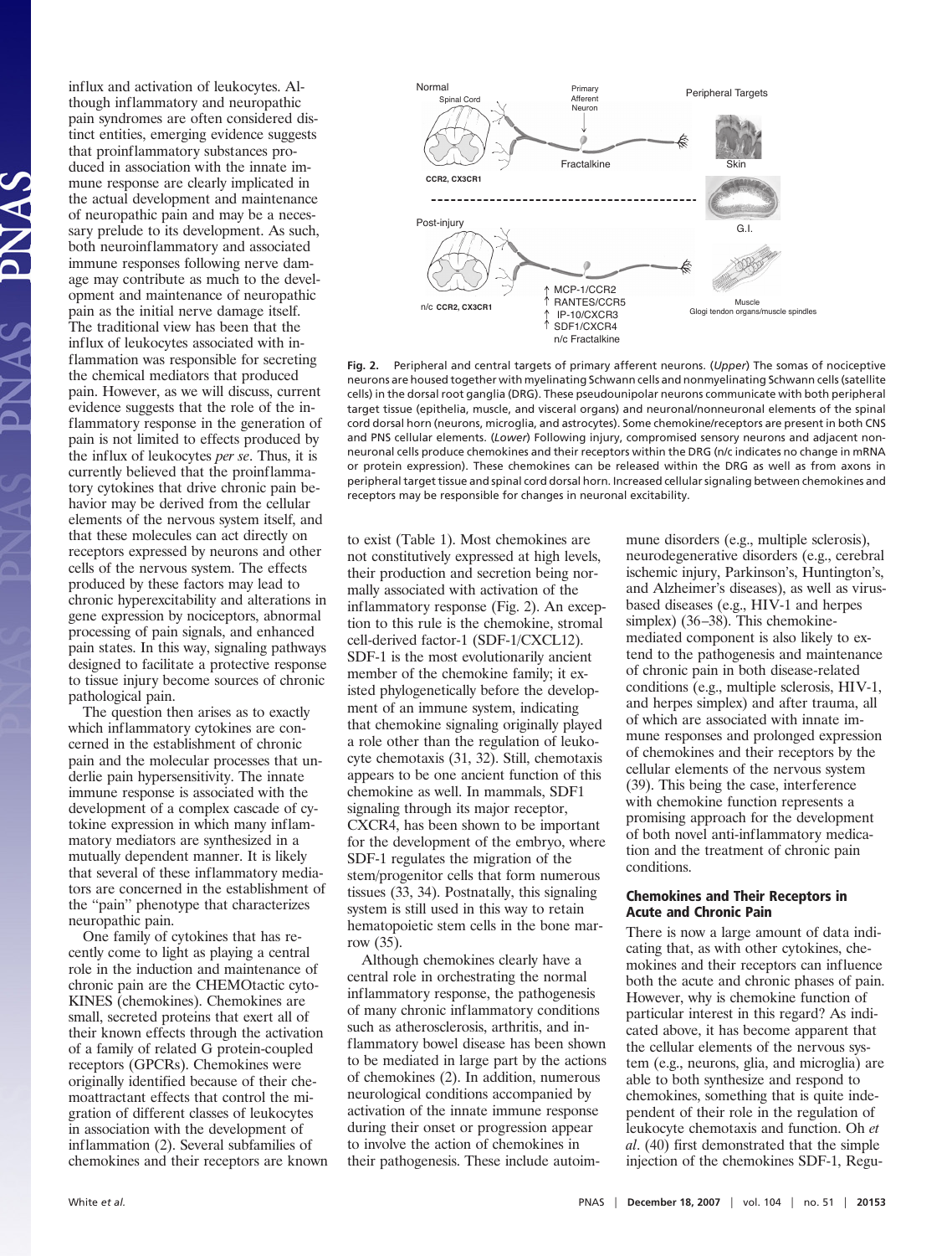influx and activation of leukocytes. Although inflammatory and neuropathic pain syndromes are often considered distinct entities, emerging evidence suggests that proinflammatory substances produced in association with the innate immune response are clearly implicated in the actual development and maintenance of neuropathic pain and may be a necessary prelude to its development. As such, both neuroinflammatory and associated immune responses following nerve damage may contribute as much to the development and maintenance of neuropathic pain as the initial nerve damage itself. The traditional view has been that the influx of leukocytes associated with inflammation was responsible for secreting the chemical mediators that produced pain. However, as we will discuss, current evidence suggests that the role of the inflammatory response in the generation of pain is not limited to effects produced by the influx of leukocytes *per se*. Thus, it is currently believed that the proinflammatory cytokines that drive chronic pain behavior may be derived from the cellular elements of the nervous system itself, and that these molecules can act directly on receptors expressed by neurons and other cells of the nervous system. The effects produced by these factors may lead to chronic hyperexcitability and alterations in gene expression by nociceptors, abnormal processing of pain signals, and enhanced pain states. In this way, signaling pathways designed to facilitate a protective response to tissue injury become sources of chronic pathological pain.

The question then arises as to exactly which inflammatory cytokines are concerned in the establishment of chronic pain and the molecular processes that underlie pain hypersensitivity. The innate immune response is associated with the development of a complex cascade of cytokine expression in which many inflammatory mediators are synthesized in a mutually dependent manner. It is likely that several of these inflammatory mediators are concerned in the establishment of the "pain" phenotype that characterizes neuropathic pain.

One family of cytokines that has recently come to light as playing a central role in the induction and maintenance of chronic pain are the CHEMOtactic cytoKINES (chemokines). Chemokines are small, secreted proteins that exert all of their known effects through the activation of a family of related G protein-coupled receptors (GPCRs). Chemokines were originally identified because of their chemoattractant effects that control the migration of different classes of leukocytes in association with the development of inflammation (2). Several subfamilies of chemokines and their receptors are known to exist (Table 1). Most chemokines are not constitutively expressed at high levels, their production and secretion being normally associated with activation of the inflammatory response (Fig. 2). An exception to this rule is the chemokine, stromal cell-derived factor-1 (SDF-1/CXCL12). SDF-1 is the most evolutionarily ancient member of the chemokine family; it existed phylogenetically before the development of an immune system, indicating that chemokine signaling originally played a role other than the regulation of leukocyte chemotaxis (31, 32). Still, chemotaxis appears to be one ancient function of this chemokine as well. In mammals, SDF1 signaling through its major receptor, CXCR4, has been shown to be important for the development of the embryo, where SDF-1 regulates the migration of the stem/progenitor cells that form numerous tissues (33, 34). Postnatally, this signaling system is still used in this way to retain hematopoietic stem cells in the bone marrow (35).

Fig. 2. Peripheral and central targets of primary afferent neurons. (*Upper*) The somas of nociceptive neurons are housed together with myelinating Schwann cells and nonmyelinating Schwann cells (satellite cells) in the dorsal root ganglia (DRG). These pseudounipolar neurons communicate with both peripheral target tissue (epithelia, muscle, and visceral organs) and neuronal/nonneuronal elements of the spinal cord dorsal horn (neurons, microglia, and astrocytes). Some chemokine/receptors are present in both CNS and PNS cellular elements. (*Lower*) Following injury, compromised sensory neurons and adjacent nonneuronal cells produce chemokines and their receptors within the DRG (n/c indicates no change in mRNA or protein expression). These chemokines can be released within the DRG as well as from axons in peripheral target tissue and spinal cord dorsal horn. Increased cellular signaling between chemokines and receptors may be responsible for changes in neuronal excitability.

Although chemokines clearly have a central role in orchestrating the normal inflammatory response, the pathogenesis of many chronic inflammatory conditions such as atherosclerosis, arthritis, and inflammatory bowel disease has been shown to be mediated in large part by the actions of chemokines (2). In addition, numerous neurological conditions accompanied by activation of the innate immune response during their onset or progression appear to involve the action of chemokines in their pathogenesis. These include autoimmune disorders (e.g., multiple sclerosis), neurodegenerative disorders (e.g., cerebral ischemic injury, Parkinson's, Huntington's, and Alzheimer's diseases), as well as virus-based diseases (e.g., HIV-1 and herpes simplex) (36–38). This chemokine-mediated component is also likely to extend to the pathogenesis and maintenance of chronic pain in both disease-related conditions (e.g., multiple sclerosis, HIV-1, and herpes simplex) and after trauma, all of which are associated with innate immune responses and prolonged expression of chemokines and their receptors by the cellular elements of the nervous system (39). This being the case, interference with chemokine function represents a promising approach for the development of both novel anti-inflammatory medication and the treatment of chronic pain conditions.

## Chemokines and Their Receptors in Acute and Chronic Pain

There is now a large amount of data indicating that, as with other cytokines, chemokines and their receptors can influence both the acute and chronic phases of pain. However, why is chemokine function of particular interest in this regard? As indicated above, it has become apparent that the cellular elements of the nervous system (e.g., neurons, glia, and microglia) are able to both synthesize and respond to chemokines, something that is quite independent of their role in the regulation of leukocyte chemotaxis and function. Oh *et al*. (40) first demonstrated that the simple injection of the chemokines SDF-1, Regu-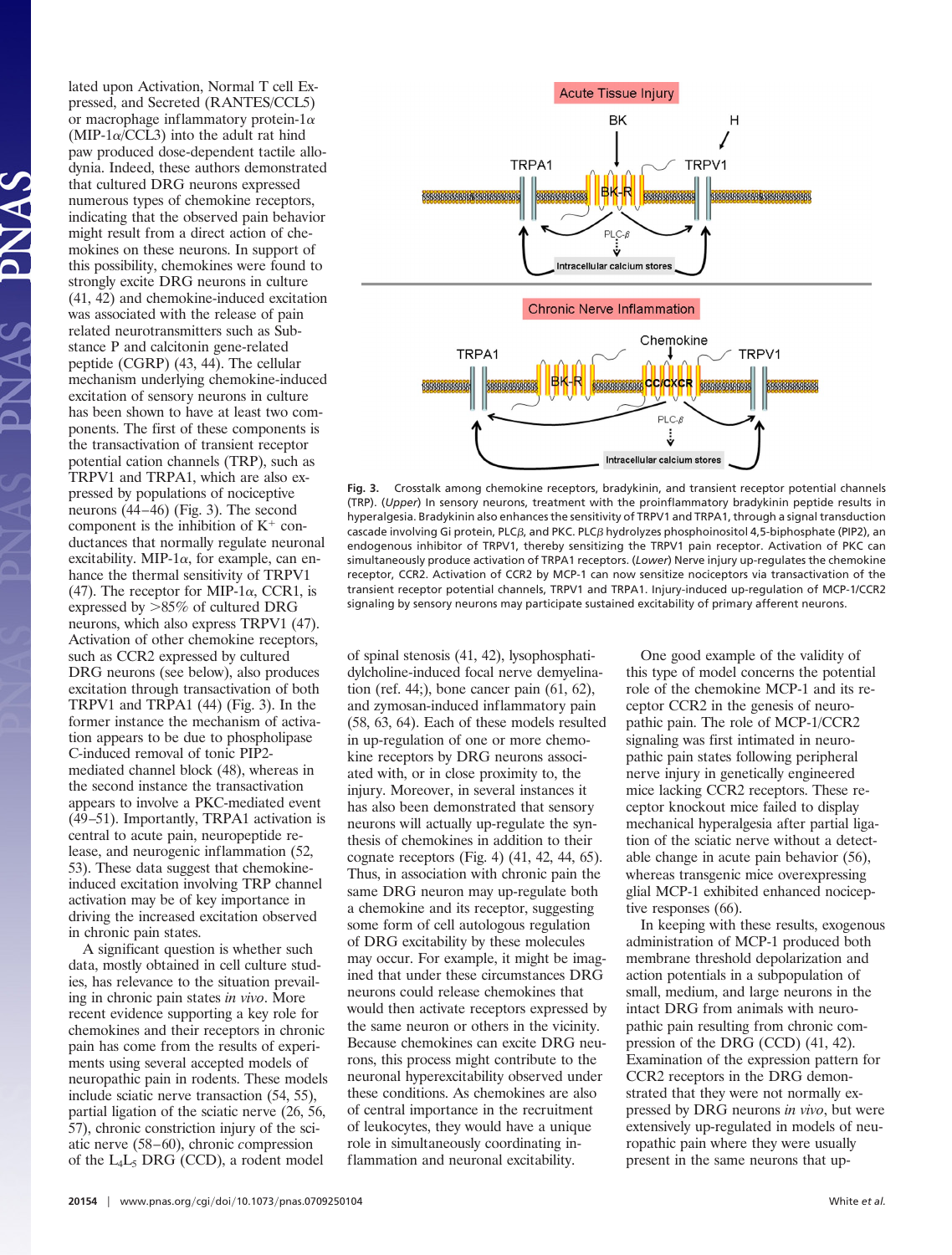lated upon Activation, Normal T cell Expressed, and Secreted (RANTES/CCL5) or macrophage inflammatory protein-1α (MIP-1α/CCL3) into the adult rat hind paw produced dose-dependent tactile allodynia. Indeed, these authors demonstrated that cultured DRG neurons expressed numerous types of chemokine receptors, indicating that the observed pain behavior might result from a direct action of chemokines on these neurons. In support of this possibility, chemokines were found to strongly excite DRG neurons in culture (41, 42) and chemokine-induced excitation was associated with the release of pain related neurotransmitters such as Substance P and calcitonin gene-related peptide (CGRP) (43, 44). The cellular mechanism underlying chemokine-induced excitation of sensory neurons in culture has been shown to have at least two components. The first of these components is the transactivation of transient receptor potential cation channels (TRP), such as TRPV1 and TRPA1, which are also expressed by populations of nociceptive neurons (44–46) (Fig. 3). The second component is the inhibition of $K^+$ conductances that normally regulate neuronal excitability. MIP-1α, for example, can enhance the thermal sensitivity of TRPV1 (47). The receptor for MIP-1α, CCR1, is expressed by >85% of cultured DRG neurons, which also express TRPV1 (47). Activation of other chemokine receptors, such as CCR2 expressed by cultured DRG neurons (see below), also produces excitation through transactivation of both TRPV1 and TRPA1 (44) (Fig. 3). In the former instance the mechanism of activation appears to be due to phospholipase C-induced removal of tonic PIP2-mediated channel block (48), whereas in the second instance the transactivation appears to involve a PKC-mediated event (49–51). Importantly, TRPA1 activation is central to acute pain, neuropeptide release, and neurogenic inflammation (52, 53). These data suggest that chemokine-induced excitation involving TRP channel activation may be of key importance in driving the increased excitation observed in chronic pain states.

Fig. 3. Crosstalk among chemokine receptors, bradykinin, and transient receptor potential channels (TRP). (*Upper*) In sensory neurons, treatment with the proinflammatory bradykinin peptide results in hyperalgesia. Bradykinin also enhances the sensitivity of TRPV1 and TRPA1, through a signal transduction cascade involving Gi protein, PLCβ, and PKC. PLCβ hydrolyzes phosphoinositol 4,5-biphosphate (PIP2), an endogenous inhibitor of TRPV1, thereby sensitizing the TRPV1 pain receptor. Activation of PKC can simultaneously produce activation of TRPA1 receptors. (*Lower*) Nerve injury up-regulates the chemokine receptor, CCR2. Activation of CCR2 by MCP-1 can now sensitize nociceptors via transactivation of the transient receptor potential channels, TRPV1 and TRPA1. Injury-induced up-regulation of MCP-1/CCR2 signaling by sensory neurons may participate sustained excitability of primary afferent neurons.

A significant question is whether such data, mostly obtained in cell culture studies, has relevance to the situation prevailing in chronic pain states *in vivo*. More recent evidence supporting a key role for chemokines and their receptors in chronic pain has come from the results of experiments using several accepted models of neuropathic pain in rodents. These models include sciatic nerve transection (54, 55), partial ligation of the sciatic nerve (26, 56, 57), chronic constriction injury of the sciatic nerve (58–60), chronic compression of the $L_4L_5$ DRG (CCD), a rodent model of spinal stenosis (41, 42), lysophosphatidylcholine-induced focal nerve demyelination (ref. 44;), bone cancer pain (61, 62), and zymosan-induced inflammatory pain (58, 63, 64). Each of these models resulted in up-regulation of one or more chemokine receptors by DRG neurons associated with, or in close proximity to, the injury. Moreover, in several instances it has also been demonstrated that sensory neurons will actually up-regulate the synthesis of chemokines in addition to their cognate receptors (Fig. 4) (41, 42, 44, 65). Thus, in association with chronic pain the same DRG neuron may up-regulate both a chemokine and its receptor, suggesting some form of cell autologous regulation of DRG excitability by these molecules may occur. For example, it might be imagined that under these circumstances DRG neurons could release chemokines that would then activate receptors expressed by the same neuron or others in the vicinity. Because chemokines can excite DRG neurons, this process might contribute to the neuronal hyperexcitability observed under these conditions. As chemokines are also of central importance in the recruitment of leukocytes, they would have a unique role in simultaneously coordinating inflammation and neuronal excitability.

One good example of the validity of this type of model concerns the potential role of the chemokine MCP-1 and its receptor CCR2 in the genesis of neuropathic pain. The role of MCP-1/CCR2 signaling was first intimated in neuropathic pain states following peripheral nerve injury in genetically engineered mice lacking CCR2 receptors. These receptor knockout mice failed to display mechanical hyperalgesia after partial ligation of the sciatic nerve without a detectable change in acute pain behavior (56), whereas transgenic mice overexpressing glial MCP-1 exhibited enhanced nociceptive responses (66).

In keeping with these results, exogenous administration of MCP-1 produced both membrane threshold depolarization and action potentials in a subpopulation of small, medium, and large neurons in the intact DRG from animals with neuropathic pain resulting from chronic compression of the DRG (CCD) (41, 42). Examination of the expression pattern for CCR2 receptors in the DRG demonstrated that they were not normally expressed by DRG neurons *in vivo*, but were extensively up-regulated in models of neuropathic pain where they were usually present in the same neurons that up-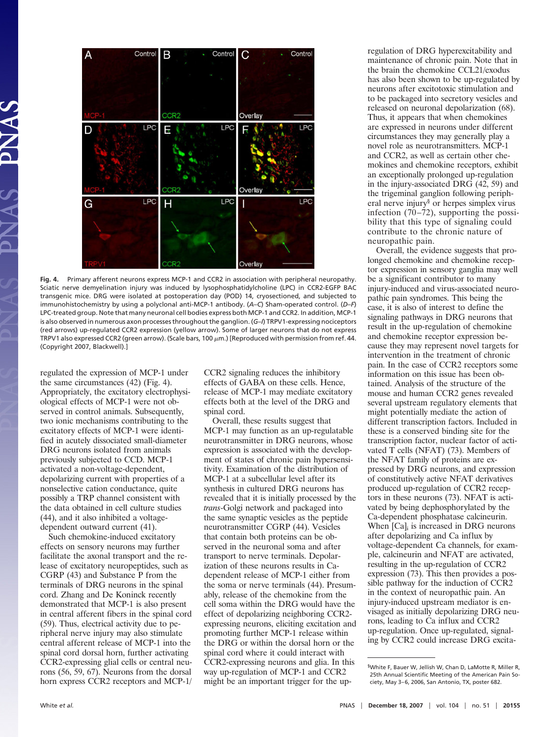Fig. 4. Primary afferent neurons express MCP-1 and CCR2 in association with peripheral neuropathy. Sciatic nerve demyelination injury was induced by lysophosphatidylcholine (LPC) in CCR2-EGFP BAC transgenic mice. DRG were isolated at postoperation day (POD) 14, cryosectioned, and subjected to immunohistochemistry by using a polyclonal anti-MCP-1 antibody. (*A–C*) Sham-operated control. (*D–F*) LPC-treated group. Note that many neuronal cell bodies express both MCP-1 and CCR2. In addition, MCP-1 is also observed in numerous axon processes throughout the ganglion. (*G–I*) TRPV1-expressing nociceptors (red arrows) up-regulated CCR2 expression (yellow arrow). Some of larger neurons that do not express TRPV1 also expressed CCR2 (green arrow). (Scale bars, 100 μm.) [Reproduced with permission from ref. 44. (Copyright 2007, Blackwell).]

regulated the expression of MCP-1 under the same circumstances (42) (Fig. 4). Appropriately, the excitatory electrophysiological effects of MCP-1 were not observed in control animals. Subsequently, two ionic mechanisms contributing to the excitatory effects of MCP-1 were identified in acutely dissociated small-diameter DRG neurons isolated from animals previously subjected to CCD. MCP-1 activated a non-voltage-dependent, depolarizing current with properties of a nonselective cation conductance, quite possibly a TRP channel consistent with the data obtained in cell culture studies (44), and it also inhibited a voltage-dependent outward current (41).

Such chemokine-induced excitatory effects on sensory neurons may further facilitate the axonal transport and the release of excitatory neuropeptides, such as CGRP (43) and Substance P from the terminals of DRG neurons in the spinal cord. Zhang and De Koninck recently demonstrated that MCP-1 is also present in central afferent fibers in the spinal cord (59). Thus, electrical activity due to peripheral nerve injury may also stimulate central afferent release of MCP-1 into the spinal cord dorsal horn, further activating CCR2-expressing glial cells or central neurons (56, 59, 67). Neurons from the dorsal horn express CCR2 receptors and MCP-1/CCR2 signaling reduces the inhibitory effects of GABA on these cells. Hence, release of MCP-1 may mediate excitatory effects both at the level of the DRG and spinal cord.

Overall, these results suggest that MCP-1 may function as an up-regulatable neurotransmitter in DRG neurons, whose expression is associated with the development of states of chronic pain hypersensitivity. Examination of the distribution of MCP-1 at a subcellular level after its synthesis in cultured DRG neurons has revealed that it is initially processed by the *trans*-Golgi network and packaged into the same synaptic vesicles as the peptide neurotransmitter CGRP (44). Vesicles that contain both proteins can be observed in the neuronal soma and after transport to nerve terminals. Depolarization of these neurons results in Ca-dependent release of MCP-1 either from the soma or nerve terminals (44). Presumably, release of the chemokine from the cell soma within the DRG would have the effect of depolarizing neighboring CCR2-expressing neurons, eliciting excitation and promoting further MCP-1 release within the DRG or within the dorsal horn or the spinal cord where it could interact with CCR2-expressing neurons and glia. In this way up-regulation of MCP-1 and CCR2 might be an important trigger for the up-regulation of DRG hyperexcitability and maintenance of chronic pain. Note that in the brain the chemokine CCL21/exodus has also been shown to be up-regulated by neurons after excitotoxic stimulation and to be packaged into secretory vesicles and released on neuronal depolarization (68). Thus, it appears that when chemokines are expressed in neurons under different circumstances they may generally play a novel role as neurotransmitters. MCP-1 and CCR2, as well as certain other chemokines and chemokine receptors, exhibit an exceptionally prolonged up-regulation in the injury-associated DRG (42, 59) and the trigeminal ganglion following peripheral nerve injury[§] or herpes simplex virus infection (70–72), supporting the possibility that this type of signaling could contribute to the chronic nature of neuropathic pain.

Overall, the evidence suggests that prolonged chemokine and chemokine receptor expression in sensory ganglia may well be a significant contributor to many injury-induced and virus-associated neuropathic pain syndromes. This being the case, it is also of interest to define the signaling pathways in DRG neurons that result in the up-regulation of chemokine and chemokine receptor expression because they may represent novel targets for intervention in the treatment of chronic pain. In the case of CCR2 receptors some information on this issue has been obtained. Analysis of the structure of the mouse and human CCR2 genes revealed several upstream regulatory elements that might potentially mediate the action of different transcription factors. Included in these is a conserved binding site for the transcription factor, nuclear factor of activated T cells (NFAT) (73). Members of the NFAT family of proteins are expressed by DRG neurons, and expression of constitutively active NFAT derivatives produced up-regulation of CCR2 receptors in these neurons (73). NFAT is activated by being dephosphorylated by the Ca-dependent phosphatase calcineurin. When $[Ca]_i$ is increased in DRG neurons after depolarizing and Ca influx by voltage-dependent Ca channels, for example, calcineurin and NFAT are activated, resulting in the up-regulation of CCR2 expression (73). This then provides a possible pathway for the induction of CCR2 in the context of neuropathic pain. An injury-induced upstream mediator is envisaged as initially depolarizing DRG neurons, leading to Ca influx and CCR2 up-regulation. Once up-regulated, signaling by CCR2 could increase DRG excita-

[§]White F, Bauer W, Jellish W, Chan D, LaMotte R, Miller R, 25th Annual Scientific Meeting of the American Pain Society, May 3–6, 2006, San Antonio, TX, poster 682.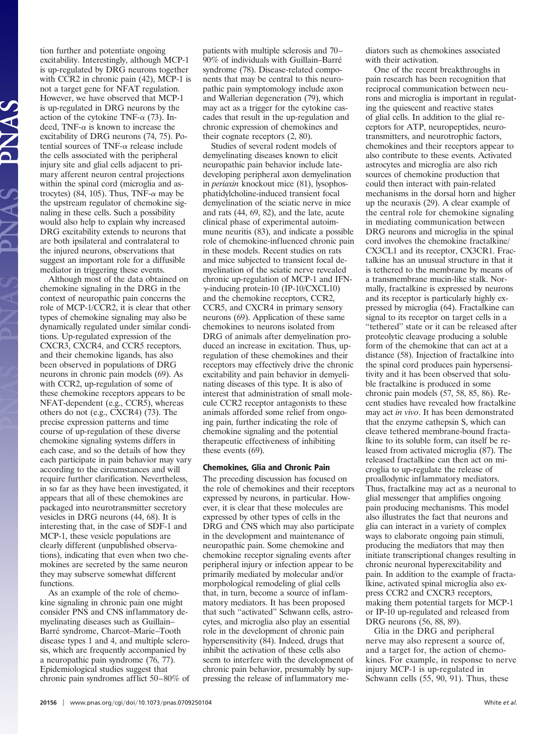tion further and potentiate ongoing excitability. Interestingly, although MCP-1 is up-regulated by DRG neurons together with CCR2 in chronic pain (42), MCP-1 is not a target gene for NFAT regulation. However, we have observed that MCP-1 is up-regulated in DRG neurons by the action of the cytokine TNF-$\alpha$ (73). Indeed, TNF-$\alpha$ is known to increase the excitability of DRG neurons (74, 75). Potential sources of TNF-$\alpha$ release include the cells associated with the peripheral injury site and glial cells adjacent to primary afferent neuron central projections within the spinal cord (microglia and astrocytes) (84, 105). Thus, TNF-$\alpha$ may be the upstream regulator of chemokine signaling in these cells. Such a possibility would also help to explain why increased DRG excitability extends to neurons that are both ipsilateral and contralateral to the injured neurons, observations that suggest an important role for a diffusible mediator in triggering these events.

Although most of the data obtained on chemokine signaling in the DRG in the context of neuropathic pain concerns the role of MCP-1/CCR2, it is clear that other types of chemokine signaling may also be dynamically regulated under similar conditions. Up-regulated expression of the CXCR3, CXCR4, and CCR5 receptors, and their chemokine ligands, has also been observed in populations of DRG neurons in chronic pain models (69). As with CCR2, up-regulation of some of these chemokine receptors appears to be NFAT-dependent (e.g., CCR5), whereas others do not (e.g., CXCR4) (73). The precise expression patterns and time course of up-regulation of these diverse chemokine signaling systems differs in each case, and so the details of how they each participate in pain behavior may vary according to the circumstances and will require further clarification. Nevertheless, in so far as they have been investigated, it appears that all of these chemokines are packaged into neurotransmitter secretory vesicles in DRG neurons (44, 68). It is interesting that, in the case of SDF-1 and MCP-1, these vesicle populations are clearly different (unpublished observations), indicating that even when two chemokines are secreted by the same neuron they may subserve somewhat different functions.

As an example of the role of chemokine signaling in chronic pain one might consider PNS and CNS inflammatory demyelinating diseases such as Guillain–Barré syndrome, Charcot–Marie–Tooth disease types 1 and 4, and multiple sclerosis, which are frequently accompanied by a neuropathic pain syndrome (76, 77). Epidemiological studies suggest that chronic pain syndromes afflict 50–80% of patients with multiple sclerosis and 70–90% of individuals with Guillain–Barré syndrome (78). Disease-related components that may be central to this neuropathic pain symptomology include axon and Wallerian degeneration (79), which may act as a trigger for the cytokine cascades that result in the up-regulation and chronic expression of chemokines and their cognate receptors (2, 80).

Studies of several rodent models of demyelinating diseases known to elicit neuropathic pain behavior include late-developing peripheral axon demyelination in *periaxin* knockout mice (81), lysophosphatidylcholine-induced transient focal demyelination of the sciatic nerve in mice and rats (44, 69, 82), and the late, acute clinical phase of experimental autoimmune neuritis (83), and indicate a possible role of chemokine-influenced chronic pain in these models. Recent studies on rats and mice subjected to transient focal demyelination of the sciatic nerve revealed chronic up-regulation of MCP-1 and IFN-$\gamma$-inducing protein-10 (IP-10/CXCL10) and the chemokine receptors, CCR2, CCR5, and CXCR4 in primary sensory neurons (69). Application of these same chemokines to neurons isolated from DRG of animals after demyelination produced an increase in excitation. Thus, up-regulation of these chemokines and their receptors may effectively drive the chronic excitability and pain behavior in demyelinating diseases of this type. It is also of interest that administration of small molecule CCR2 receptor antagonists to these animals afforded some relief from ongoing pain, further indicating the role of chemokine signaling and the potential therapeutic effectiveness of inhibiting these events (69).

## Chemokines, Glia and Chronic Pain

The preceding discussion has focused on the role of chemokines and their receptors expressed by neurons, in particular. However, it is clear that these molecules are expressed by other types of cells in the DRG and CNS which may also participate in the development and maintenance of neuropathic pain. Some chemokine and chemokine receptor signaling events after peripheral injury or infection appear to be primarily mediated by molecular and/or morphological remodeling of glial cells that, in turn, become a source of inflammatory mediators. It has been proposed that such "activated" Schwann cells, astrocytes, and microglia also play an essential role in the development of chronic pain hypersensitivity (84). Indeed, drugs that inhibit the activation of these cells also seem to interfere with the development of chronic pain behavior, presumably by suppressing the release of inflammatory mediators such as chemokines associated with their activation.

One of the recent breakthroughs in pain research has been recognition that reciprocal communication between neurons and microglia is important in regulating the quiescent and reactive states of glial cells. In addition to the glial receptors for ATP, neuropeptides, neurotransmitters, and neurotrophic factors, chemokines and their receptors appear to also contribute to these events. Activated astrocytes and microglia are also rich sources of chemokine production that could then interact with pain-related mechanisms in the dorsal horn and higher up the neuraxis (29). A clear example of the central role for chemokine signaling in mediating communication between DRG neurons and microglia in the spinal cord involves the chemokine fractalkine/CX3CL1 and its receptor, CX3CR1. Fractalkine has an unusual structure in that it is tethered to the membrane by means of a transmembrane mucin-like stalk. Normally, fractalkine is expressed by neurons and its receptor is particularly highly expressed by microglia (64). Fractalkine can signal to its receptor on target cells in a "tethered" state or it can be released after proteolytic cleavage producing a soluble form of the chemokine that can act at a distance (58). Injection of fractalkine into the spinal cord produces pain hypersensitivity and it has been observed that soluble fractalkine is produced in some chronic pain models (57, 58, 85, 86). Recent studies have revealed how fractalkine may act *in vivo*. It has been demonstrated that the enzyme cathepsin S, which can cleave tethered membrane-bound fractalkine to its soluble form, can itself be released from activated microglia (87). The released fractalkine can then act on microglia to up-regulate the release of proallodynic inflammatory mediators. Thus, fractalkine may act as a neuronal to glial messenger that amplifies ongoing pain producing mechanisms. This model also illustrates the fact that neurons and glia can interact in a variety of complex ways to elaborate ongoing pain stimuli, producing the mediators that may then initiate transcriptional changes resulting in chronic neuronal hyperexcitability and pain. In addition to the example of fractalkine, activated spinal microglia also express CCR2 and CXCR3 receptors, making them potential targets for MCP-1 or IP-10 up-regulated and released from DRG neurons (56, 88, 89).

Glia in the DRG and peripheral nerve may also represent a source of, and a target for, the action of chemokines. For example, in response to nerve injury MCP-1 is up-regulated in Schwann cells (55, 90, 91). Thus, these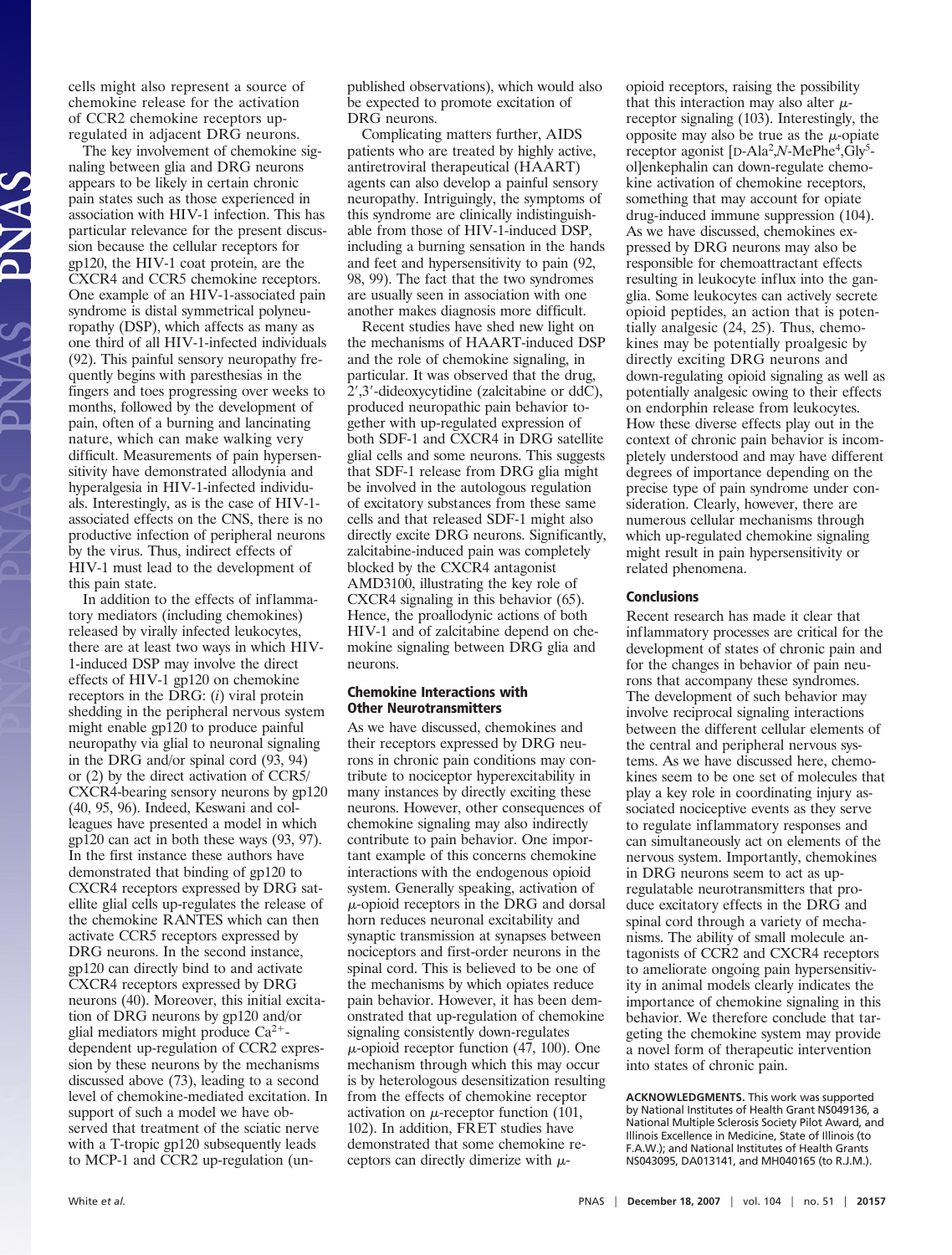cells might also represent a source of chemokine release for the activation of CCR2 chemokine receptors up-regulated in adjacent DRG neurons.

The key involvement of chemokine signaling between glia and DRG neurons appears to be likely in certain chronic pain states such as those experienced in association with HIV-1 infection. This has particular relevance for the present discussion because the cellular receptors for gp120, the HIV-1 coat protein, are the CXCR4 and CCR5 chemokine receptors. One example of an HIV-1-associated pain syndrome is distal symmetrical polyneuropathy (DSP), which affects as many as one third of all HIV-1-infected individuals (92). This painful sensory neuropathy frequently begins with paresthesias in the fingers and toes progressing over weeks to months, followed by the development of pain, often of a burning and lancinating nature, which can make walking very difficult. Measurements of pain hypersensitivity have demonstrated allodynia and hyperalgesia in HIV-1-infected individuals. Interestingly, as is the case of HIV-1-associated effects on the CNS, there is no productive infection of peripheral neurons by the virus. Thus, indirect effects of HIV-1 must lead to the development of this pain state.

In addition to the effects of inflammatory mediators (including chemokines) released by virally infected leukocytes, there are at least two ways in which HIV-1-induced DSP may involve the direct effects of HIV-1 gp120 on chemokine receptors in the DRG: (*i*) viral protein shedding in the peripheral nervous system might enable gp120 to produce painful neuropathy via glial to neuronal signaling in the DRG and/or spinal cord (93, 94) or (2) by the direct activation of CCR5/CXCR4-bearing sensory neurons by gp120 (40, 95, 96). Indeed, Keswani and colleagues have presented a model in which gp120 can act in both these ways (93, 97). In the first instance these authors have demonstrated that binding of gp120 to CXCR4 receptors expressed by DRG satellite glial cells up-regulates the release of the chemokine RANTES which can then activate CCR5 receptors expressed by DRG neurons. In the second instance, gp120 can directly bind to and activate CXCR4 receptors expressed by DRG neurons (40). Moreover, this initial excitation of DRG neurons by gp120 and/or glial mediators might produce $Ca^{2+}$-dependent up-regulation of CCR2 expression by these neurons by the mechanisms discussed above (73), leading to a second level of chemokine-mediated excitation. In support of such a model we have observed that treatment of the sciatic nerve with a T-tropic gp120 subsequently leads to MCP-1 and CCR2 up-regulation (unpublished observations), which would also be expected to promote excitation of DRG neurons.

Complicating matters further, AIDS patients who are treated by highly active, antiretroviral therapeutical (HAART) agents can also develop a painful sensory neuropathy. Intriguingly, the symptoms of this syndrome are clinically indistinguishable from those of HIV-1-induced DSP, including a burning sensation in the hands and feet and hypersensitivity to pain (92, 98, 99). The fact that the two syndromes are usually seen in association with one another makes diagnosis more difficult.

Recent studies have shed new light on the mechanisms of HAART-induced DSP and the role of chemokine signaling, in particular. It was observed that the drug, 2′,3′-dideoxycytidine (zalcitabine or ddC), produced neuropathic pain behavior together with up-regulated expression of both SDF-1 and CXCR4 in DRG satellite glial cells and some neurons. This suggests that SDF-1 release from DRG glia might be involved in the autologous regulation of excitatory substances from these same cells and that released SDF-1 might also directly excite DRG neurons. Significantly, zalcitabine-induced pain was completely blocked by the CXCR4 antagonist AMD3100, illustrating the key role of CXCR4 signaling in this behavior (65). Hence, the proallodynic actions of both HIV-1 and of zalcitabine depend on chemokine signaling between DRG glia and neurons.

## Chemokine Interactions with Other Neurotransmitters

As we have discussed, chemokines and their receptors expressed by DRG neurons in chronic pain conditions may contribute to nociceptor hyperexcitability in many instances by directly exciting these neurons. However, other consequences of chemokine signaling may also indirectly contribute to pain behavior. One important example of this concerns chemokine interactions with the endogenous opioid system. Generally speaking, activation of $\mu$-opioid receptors in the DRG and dorsal horn reduces neuronal excitability and synaptic transmission at synapses between nociceptors and first-order neurons in the spinal cord. This is believed to be one of the mechanisms by which opiates reduce pain behavior. However, it has been demonstrated that up-regulation of chemokine signaling consistently down-regulates $\mu$-opioid receptor function (47, 100). One mechanism through which this may occur is by heterologous desensitization resulting from the effects of chemokine receptor activation on $\mu$-receptor function (101, 102). In addition, FRET studies have demonstrated that some chemokine receptors can directly dimerize with $\mu$-opioid receptors, raising the possibility that this interaction may also alter $\mu$-receptor signaling (103). Interestingly, the opposite may also be true as the $\mu$-opiate receptor agonist [D-Ala[2],*N*-MePhe[4],Gly[5]-ol]enkephalin can down-regulate chemokine activation of chemokine receptors, something that may account for opiate drug-induced immune suppression (104). As we have discussed, chemokines expressed by DRG neurons may also be responsible for chemoattractant effects resulting in leukocyte influx into the ganglia. Some leukocytes can actively secrete opioid peptides, an action that is potentially analgesic (24, 25). Thus, chemokines may be potentially proalgesic by directly exciting DRG neurons and down-regulating opioid signaling as well as potentially analgesic owing to their effects on endorphin release from leukocytes. How these diverse effects play out in the context of chronic pain behavior is incompletely understood and may have different degrees of importance depending on the precise type of pain syndrome under consideration. Clearly, however, there are numerous cellular mechanisms through which up-regulated chemokine signaling might result in pain hypersensitivity or related phenomena.

## Conclusions

Recent research has made it clear that inflammatory processes are critical for the development of states of chronic pain and for the changes in behavior of pain neurons that accompany these syndromes. The development of such behavior may involve reciprocal signaling interactions between the different cellular elements of the central and peripheral nervous systems. As we have discussed here, chemokines seem to be one set of molecules that play a key role in coordinating injury associated nociceptive events as they serve to regulate inflammatory responses and can simultaneously act on elements of the nervous system. Importantly, chemokines in DRG neurons seem to act as up-regulatable neurotransmitters that produce excitatory effects in the DRG and spinal cord through a variety of mechanisms. The ability of small molecule antagonists of CCR2 and CXCR4 receptors to ameliorate ongoing pain hypersensitivity in animal models clearly indicates the importance of chemokine signaling in this behavior. We therefore conclude that targeting the chemokine system may provide a novel form of therapeutic intervention into states of chronic pain.

**ACKNOWLEDGMENTS.** This work was supported by National Institutes of Health Grant NS049136, a National Multiple Sclerosis Society Pilot Award, and Illinois Excellence in Medicine, State of Illinois (to F.A.W.); and National Institutes of Health Grants NS043095, DA013141, and MH040165 (to R.J.M.).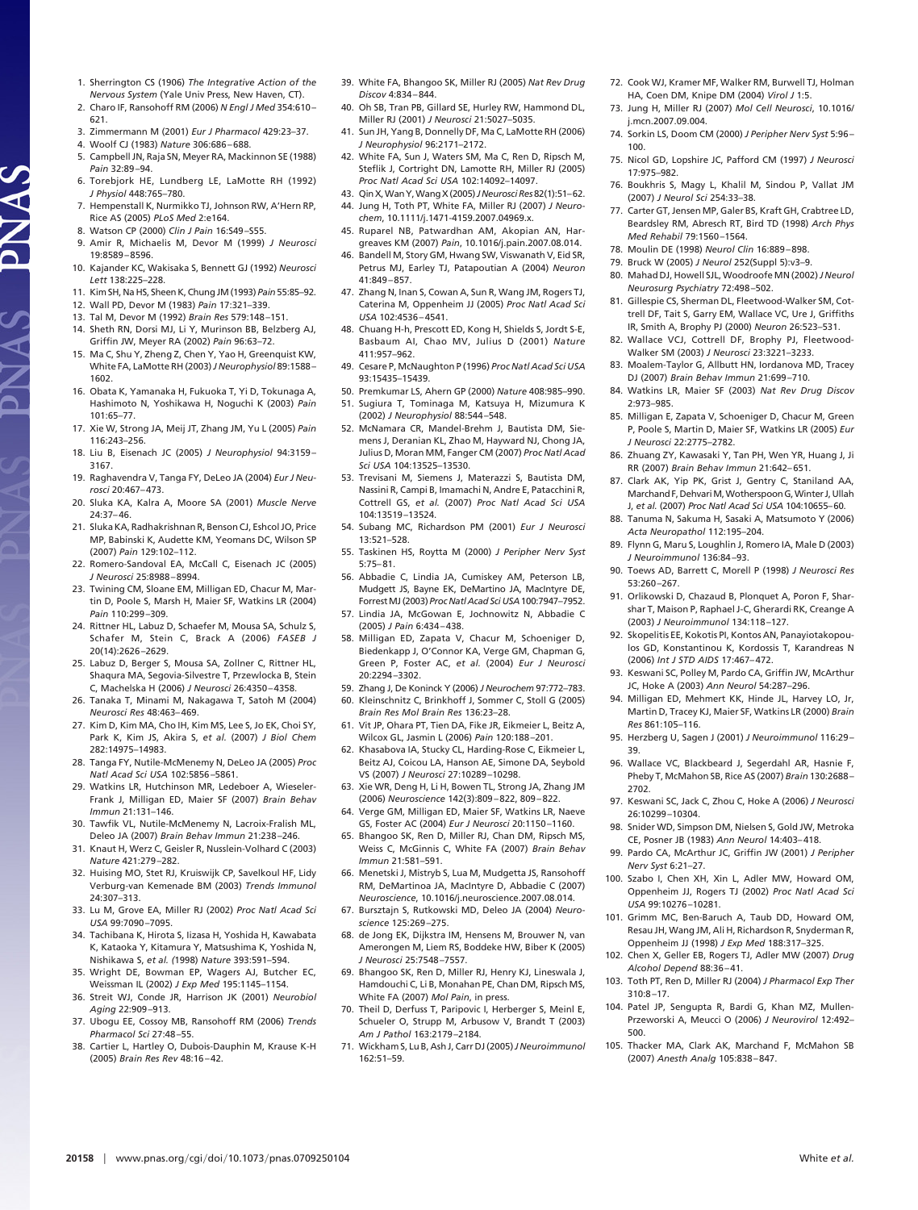1. Sherrington CS (1906) *The Integrative Action of the Nervous System* (Yale Univ Press, New Haven, CT).
2. Charo IF, Ransohoff RM (2006) *N Engl J Med* 354:610–621.
3. Zimmermann M (2001) *Eur J Pharmacol* 429:23–37.
4. Woolf CJ (1983) *Nature* 306:686–688.
5. Campbell JN, Raja SN, Meyer RA, Mackinnon SE (1988) *Pain* 32:89–94.
6. Torebjork HE, Lundberg LE, LaMotte RH (1992) *J Physiol* 448:765–780.
7. Hempenstall K, Nurmikko TJ, Johnson RW, A'Hern RP, Rice AS (2005) *PLoS Med* 2:e164.
8. Watson CP (2000) *Clin J Pain* 16:S49–S55.
9. Amir R, Michaelis M, Devor M (1999) *J Neurosci* 19:8589–8596.
10. Kajander KC, Wakisaka S, Bennett GJ (1992) *Neurosci Lett* 138:225–228.
11. Kim SH, Na HS, Sheen K, Chung JM (1993) *Pain* 55:85–92.
12. Wall PD, Devor M (1983) *Pain* 17:321–339.
13. Tal M, Devor M (1992) *Brain Res* 579:148–151.
14. Sheth RN, Dorsi MJ, Li Y, Murinson BB, Belzberg AJ, Griffin JW, Meyer RA (2002) *Pain* 96:63–72.
15. Ma C, Shu Y, Zheng Z, Chen Y, Yao H, Greenquist KW, White FA, LaMotte RH (2003) *J Neurophysiol* 89:1588–1602.
16. Obata K, Yamanaka H, Fukuoka T, Yi D, Tokunaga A, Hashimoto N, Yoshikawa H, Noguchi K (2003) *Pain* 101:65–77.
17. Xie W, Strong JA, Meij JT, Zhang JM, Yu L (2005) *Pain* 116:243–256.
18. Liu B, Eisenach JC (2005) *J Neurophysiol* 94:3159–3167.
19. Raghavendra V, Tanga FY, DeLeo JA (2004) *Eur J Neurosci* 20:467–473.
20. Sluka KA, Kalra A, Moore SA (2001) *Muscle Nerve* 24:37–46.
21. Sluka KA, Radhakrishnan R, Benson CJ, Eshcol JO, Price MP, Babinski K, Audette KM, Yeomans DC, Wilson SP (2007) *Pain* 129:102–112.
22. Romero-Sandoval EA, McCall C, Eisenach JC (2005) *J Neurosci* 25:8988–8994.
23. Twining CM, Sloane EM, Milligan ED, Chacur M, Martin D, Poole S, Marsh H, Maier SF, Watkins LR (2004) *Pain* 110:299–309.
24. Rittner HL, Labuz D, Schaefer M, Mousa SA, Schulz S, Schafer M, Stein C, Brack A (2006) *FASEB J* 20(14):2626–2629.
25. Labuz D, Berger S, Mousa SA, Zollner C, Rittner HL, Shaqura MA, Segovia-Silvestre T, Przewlocka B, Stein C, Machelska H (2006) *J Neurosci* 26:4350–4358.
26. Tanaka T, Minami M, Nakagawa T, Satoh M (2004) *Neurosci Res* 48:463–469.
27. Kim D, Kim MA, Cho IH, Kim MS, Lee S, Jo EK, Choi SY, Park K, Kim JS, Akira S, *et al.* (2007) *J Biol Chem* 282:14975–14983.
28. Tanga FY, Nutile-McMenemy N, DeLeo JA (2005) *Proc Natl Acad Sci USA* 102:5856–5861.
29. Watkins LR, Hutchinson MR, Ledeboer A, Wieseler-Frank J, Milligan ED, Maier SF (2007) *Brain Behav Immun* 21:131–146.
30. Tawfik VL, Nutile-McMenemy N, Lacroix-Fralish ML, Deleo JA (2007) *Brain Behav Immun* 21:238–246.
31. Knaut H, Werz C, Geisler R, Nusslein-Volhard C (2003) *Nature* 421:279–282.
32. Huising MO, Stet RJ, Kruiswijk CP, Savelkoul HF, Lidy Verburg-van Kemenade BM (2003) *Trends Immunol* 24:307–313.
33. Lu M, Grove EA, Miller RJ (2002) *Proc Natl Acad Sci USA* 99:7090–7095.
34. Tachibana K, Hirota S, Iizasa H, Yoshida H, Kawabata K, Kataoka Y, Kitamura Y, Matsushima K, Yoshida N, Nishikawa S, *et al.* (1998) *Nature* 393:591–594.
35. Wright DE, Bowman EP, Wagers AJ, Butcher EC, Weissman IL (2002) *J Exp Med* 195:1145–1154.
36. Streit WJ, Conde JR, Harrison JK (2001) *Neurobiol Aging* 22:909–913.
37. Ubogu EE, Cossoy MB, Ransohoff RM (2006) *Trends Pharmacol Sci* 27:48–55.
38. Cartier L, Hartley O, Dubois-Dauphin M, Krause K-H (2005) *Brain Res Rev* 48:16–42.
39. White FA, Bhangoo SK, Miller RJ (2005) *Nat Rev Drug Discov* 4:834–844.
40. Oh SB, Tran PB, Gillard SE, Hurley RW, Hammond DL, Miller RJ (2001) *J Neurosci* 21:5027–5035.
41. Sun JH, Yang B, Donnelly DF, Ma C, LaMotte RH (2006) *J Neurophysiol* 96:2171–2172.
42. White FA, Sun J, Waters SM, Ma C, Ren D, Ripsch M, Steflik J, Cortright DN, Lamotte RH, Miller RJ (2005) *Proc Natl Acad Sci USA* 102:14092–14097.
43. Qin X, Wan Y, Wang X (2005) *J Neurosci Res* 82(1):51–62.
44. Jung H, Toth PT, White FA, Miller RJ (2007) *J Neurochem*, 10.1111/j.1471-4159.2007.04969.x.
45. Ruparel NB, Patwardhan AM, Akopian AN, Hargreaves KM (2007) *Pain*, 10.1016/j.pain.2007.08.014.
46. Bandell M, Story GM, Hwang SW, Viswanath V, Eid SR, Petrus MJ, Earley TJ, Patapoutian A (2004) *Neuron* 41:849–857.
47. Zhang N, Inan S, Cowan A, Sun R, Wang JM, Rogers TJ, Caterina M, Oppenheim JJ (2005) *Proc Natl Acad Sci USA* 102:4536–4541.
48. Chuang H-h, Prescott ED, Kong H, Shields S, Jordt S-E, Basbaum AI, Chao MV, Julius D (2001) *Nature* 411:957–962.
49. Cesare P, McNaughton P (1996) *Proc Natl Acad Sci USA* 93:15435–15439.
50. Premkumar LS, Ahern GP (2000) *Nature* 408:985–990.
51. Sugiura T, Tominaga M, Katsuya H, Mizumura K (2002) *J Neurophysiol* 88:544–548.
52. McNamara CR, Mandel-Brehm J, Bautista DM, Siemens J, Deranian KL, Zhao M, Hayward NJ, Chong JA, Julius D, Moran MM, Fanger CM (2007) *Proc Natl Acad Sci USA* 104:13525–13530.
53. Trevisani M, Siemens J, Materazzi S, Bautista DM, Nassini R, Campi B, Imamachi N, Andre E, Patacchini R, Cottrell GS, *et al.* (2007) *Proc Natl Acad Sci USA* 104:13519–13524.
54. Subang MC, Richardson PM (2001) *Eur J Neurosci* 13:521–528.
55. Taskinen HS, Roytta M (2000) *J Peripher Nerv Syst* 5:75–81.
56. Abbadie C, Lindia JA, Cumiskey AM, Peterson LB, Mudgett JS, Bayne EK, DeMartino JA, MacIntyre DE, Forrest MJ (2003) *Proc Natl Acad Sci USA* 100:7947–7952.
57. Lindia JA, McGowan E, Jochnowitz N, Abbadie C (2005) *J Pain* 6:434–438.
58. Milligan ED, Zapata V, Chacur M, Schoeniger D, Biedenkapp J, O'Connor KA, Verge GM, Chapman G, Green P, Foster AC, *et al.* (2004) *Eur J Neurosci* 20:2294–3302.
59. Zhang J, De Koninck Y (2006) *J Neurochem* 97:772–783.
60. Kleinschnitz C, Brinkhoff J, Sommer C, Stoll G (2005) *Brain Res Mol Brain Res* 136:23–28.
61. Vit JP, Ohara PT, Tien DA, Fike JR, Eikmeier L, Beitz A, Wilcox GL, Jasmin L (2006) *Pain* 120:188–201.
62. Khasabova IA, Stucky CL, Harding-Rose C, Eikmeier L, Beitz AJ, Coicou LA, Hanson AE, Simone DA, Seybold VS (2007) *J Neurosci* 27:10289–10298.
63. Xie WR, Deng H, Li H, Bowen TL, Strong JA, Zhang JM (2006) *Neuroscience* 142(3):809–822, 809–822.
64. Verge GM, Milligan ED, Maier SF, Watkins LR, Naeve GS, Foster AC (2004) *Eur J Neurosci* 20:1150–1160.
65. Bhangoo SK, Ren D, Miller RJ, Chan DM, Ripsch MS, Weiss C, McGinnis C, White FA (2007) *Brain Behav Immun* 21:581–591.
66. Menetski J, Mistryb S, Lua M, Mudgetta JS, Ransohoff RM, DeMartinoa JA, MacIntyre D, Abbadie C (2007) *Neuroscience*, 10.1016/j.neuroscience.2007.08.014.
67. Bursztajn S, Rutkowski MD, Deleo JA (2004) *Neuroscience* 125:269–275.
68. de Jong EK, Dijkstra IM, Hensens M, Brouwer N, van Amerongen M, Liem RS, Boddeke HW, Biber K (2005) *J Neurosci* 25:7548–7557.
69. Bhangoo SK, Ren D, Miller RJ, Henry KJ, Lineswala J, Hamdouchi C, Li B, Monahan PE, Chan DM, Ripsch MS, White FA (2007) *Mol Pain*, in press.
70. Theil D, Derfuss T, Paripovic I, Herberger S, Meinl E, Schueler O, Strupp M, Arbusow V, Brandt T (2003) *Am J Pathol* 163:2179–2184.
71. Wickham S, Lu B, Ash J, Carr DJ (2005) *J Neuroimmunol* 162:51–59.
72. Cook WJ, Kramer MF, Walker RM, Burwell TJ, Holman HA, Coen DM, Knipe DM (2004) *Virol J* 1:5.
73. Jung H, Miller RJ (2007) *Mol Cell Neurosci*, 10.1016/j.mcn.2007.09.004.
74. Sorkin LS, Doom CM (2000) *J Peripher Nerv Syst* 5:96–100.
75. Nicol GD, Lopshire JC, Pafford CM (1997) *J Neurosci* 17:975–982.
76. Boukhris S, Magy L, Khalil M, Sindou P, Vallat JM (2007) *J Neurol Sci* 254:33–38.
77. Carter GT, Jensen MP, Galer BS, Kraft GH, Crabtree LD, Beardsley RM, Abresch RT, Bird TD (1998) *Arch Phys Med Rehabil* 79:1560–1564.
78. Moulin DE (1998) *Neurol Clin* 16:889–898.
79. Bruck W (2005) *J Neurol* 252(Suppl 5):v3–9.
80. Mahad DJ, Howell SJL, Woodroofe MN (2002) *J Neurol Neurosurg Psychiatry* 72:498–502.
81. Gillespie CS, Sherman DL, Fleetwood-Walker SM, Cottrell DF, Tait S, Garry EM, Wallace VC, Ure J, Griffiths IR, Smith A, Brophy PJ (2000) *Neuron* 26:523–531.
82. Wallace VCJ, Cottrell DF, Brophy PJ, Fleetwood-Walker SM (2003) *J Neurosci* 23:3221–3233.
83. Moalem-Taylor G, Allbutt HN, Iordanova MD, Tracey DJ (2007) *Brain Behav Immun* 21:699–710.
84. Watkins LR, Maier SF (2003) *Nat Rev Drug Discov* 2:973–985.
85. Milligan E, Zapata V, Schoeniger D, Chacur M, Green P, Poole S, Martin D, Maier SF, Watkins LR (2005) *Eur J Neurosci* 22:2775–2782.
86. Zhuang ZY, Kawasaki Y, Tan PH, Wen YR, Huang J, Ji RR (2007) *Brain Behav Immun* 21:642–651.
87. Clark AK, Yip PK, Grist J, Gentry C, Staniland AA, Marchand F, Dehvari M, Wotherspoon G, Winter J, Ullah J, *et al.* (2007) *Proc Natl Acad Sci USA* 104:10655–60.
88. Tanuma N, Sakuma H, Sasaki A, Matsumoto Y (2006) *Acta Neuropathol* 112:195–204.
89. Flynn G, Maru S, Loughlin J, Romero IA, Male D (2003) *J Neuroimmunol* 136:84–93.
90. Toews AD, Barrett C, Morell P (1998) *J Neurosci Res* 53:260–267.
91. Orlikowski D, Chazaud B, Plonquet A, Poron F, Sharshar T, Maison P, Raphael J-C, Gherardi RK, Creange A (2003) *J Neuroimmunol* 134:118–127.
92. Skopelitis EE, Kokotis PI, Kontos AN, Panayiotakopoulos GD, Konstantinou K, Kordossis T, Karandreas N (2006) *Int J STD AIDS* 17:467–472.
93. Keswani SC, Polley M, Pardo CA, Griffin JW, McArthur JC, Hoke A (2003) *Ann Neurol* 54:287–296.
94. Milligan ED, Mehmert KK, Hinde JL, Harvey LO, Jr, Martin D, Tracey KJ, Maier SF, Watkins LR (2000) *Brain Res* 861:105–116.
95. Herzberg U, Sagen J (2001) *J Neuroimmunol* 116:29–39.
96. Wallace VC, Blackbeard J, Segerdahl AR, Hasnie F, Pheby T, McMahon SB, Rice AS (2007) *Brain* 130:2688–2702.
97. Keswani SC, Jack C, Zhou C, Hoke A (2006) *J Neurosci* 26:10299–10304.
98. Snider WD, Simpson DM, Nielsen S, Gold JW, Metroka CE, Posner JB (1983) *Ann Neurol* 14:403–418.
99. Pardo CA, McArthur JC, Griffin JW (2001) *J Peripher Nerv Syst* 6:21–27.
100. Szabo I, Chen XH, Xin L, Adler MW, Howard OM, Oppenheim JJ, Rogers TJ (2002) *Proc Natl Acad Sci USA* 99:10276–10281.
101. Grimm MC, Ben-Baruch A, Taub DD, Howard OM, Resau JH, Wang JM, Ali H, Richardson R, Snyderman R, Oppenheim JJ (1998) *J Exp Med* 188:317–325.
102. Chen X, Geller EB, Rogers TJ, Adler MW (2007) *Drug Alcohol Depend* 88:36–41.
103. Toth PT, Ren D, Miller RJ (2004) *J Pharmacol Exp Ther* 310:8–17.
104. Patel JP, Sengupta R, Bardi G, Khan MZ, Mullen-Przeworski A, Meucci O (2006) *J Neurovirol* 12:492–500.
105. Thacker MA, Clark AK, Marchand F, McMahon SB (2007) *Anesth Analg* 105:838–847.